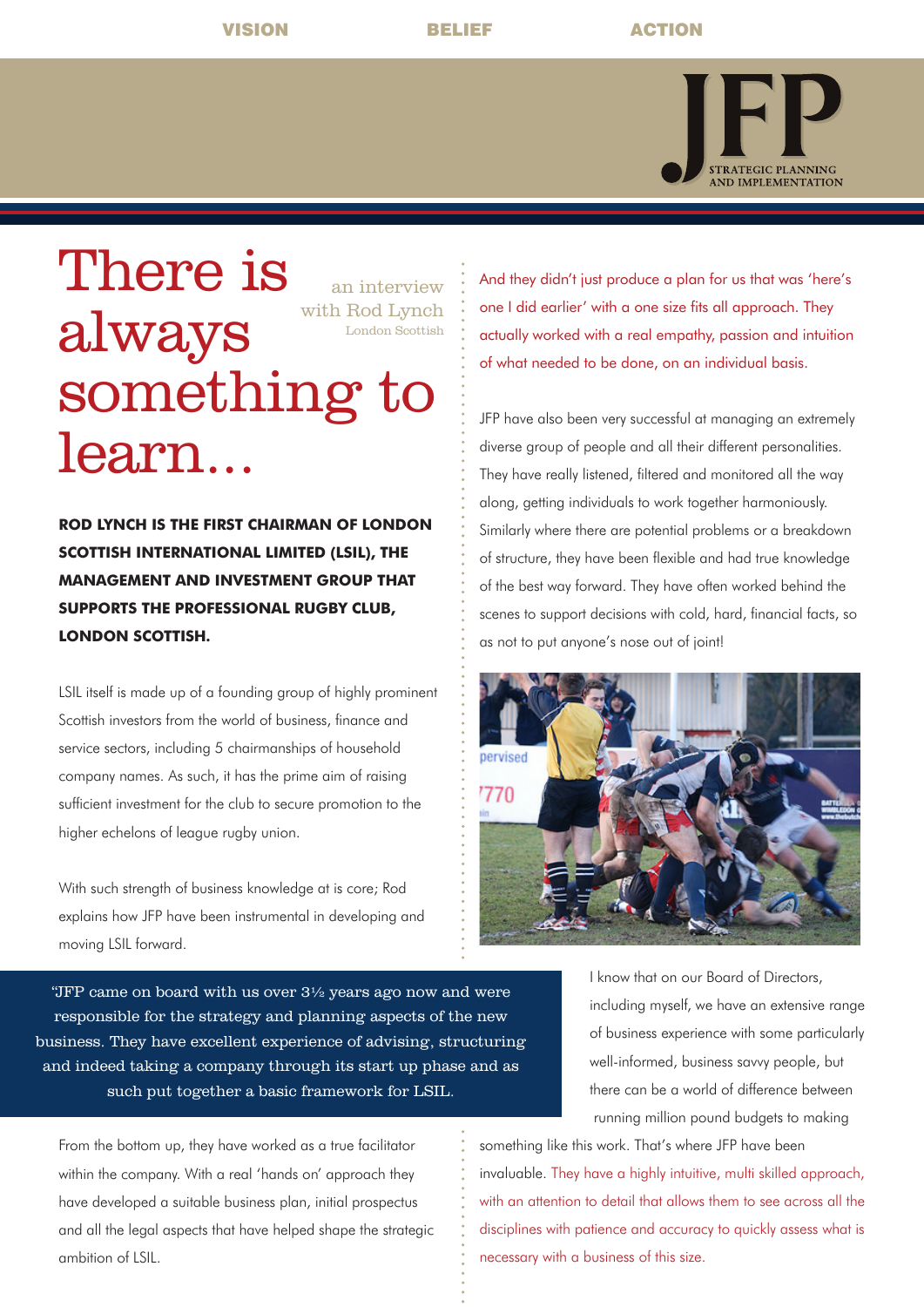VISION BELIEF ACTION

JFP STRATEGIC PLANNING AND IMPLEMENTATION

# There is always something to learn...

an interview with Rod Lynch
London Scottish

**ROD LYNCH IS THE FIRST CHAIRMAN OF LONDON SCOTTISH INTERNATIONAL LIMITED (LSIL), THE MANAGEMENT AND INVESTMENT GROUP THAT SUPPORTS THE PROFESSIONAL RUGBY CLUB, LONDON SCOTTISH.**

LSIL itself is made up of a founding group of highly prominent Scottish investors from the world of business, finance and service sectors, including 5 chairmanships of household company names. As such, it has the prime aim of raising sufficient investment for the club to secure promotion to the higher echelons of league rugby union.

With such strength of business knowledge at is core; Rod explains how JFP have been instrumental in developing and moving LSIL forward.

'JFP came on board with us over 3½ years ago now and were responsible for the strategy and planning aspects of the new business. They have excellent experience of advising, structuring and indeed taking a company through its start up phase and as such put together a basic framework for LSIL.

From the bottom up, they have worked as a true facilitator within the company. With a real 'hands on' approach they have developed a suitable business plan, initial prospectus and all the legal aspects that have helped shape the strategic ambition of LSIL.

And they didn't just produce a plan for us that was 'here's one I did earlier' with a one size fits all approach. They actually worked with a real empathy, passion and intuition of what needed to be done, on an individual basis.

JFP have also been very successful at managing an extremely diverse group of people and all their different personalities. They have really listened, filtered and monitored all the way along, getting individuals to work together harmoniously. Similarly where there are potential problems or a breakdown of structure, they have been flexible and had true knowledge of the best way forward. They have often worked behind the scenes to support decisions with cold, hard, financial facts, so as not to put anyone's nose out of joint!

I know that on our Board of Directors, including myself, we have an extensive range of business experience with some particularly well-informed, business savvy people, but there can be a world of difference between running million pound budgets to making something like this work. That's where JFP have been invaluable. They have a highly intuitive, multi skilled approach, with an attention to detail that allows them to see across all the disciplines with patience and accuracy to quickly assess what is necessary with a business of this size.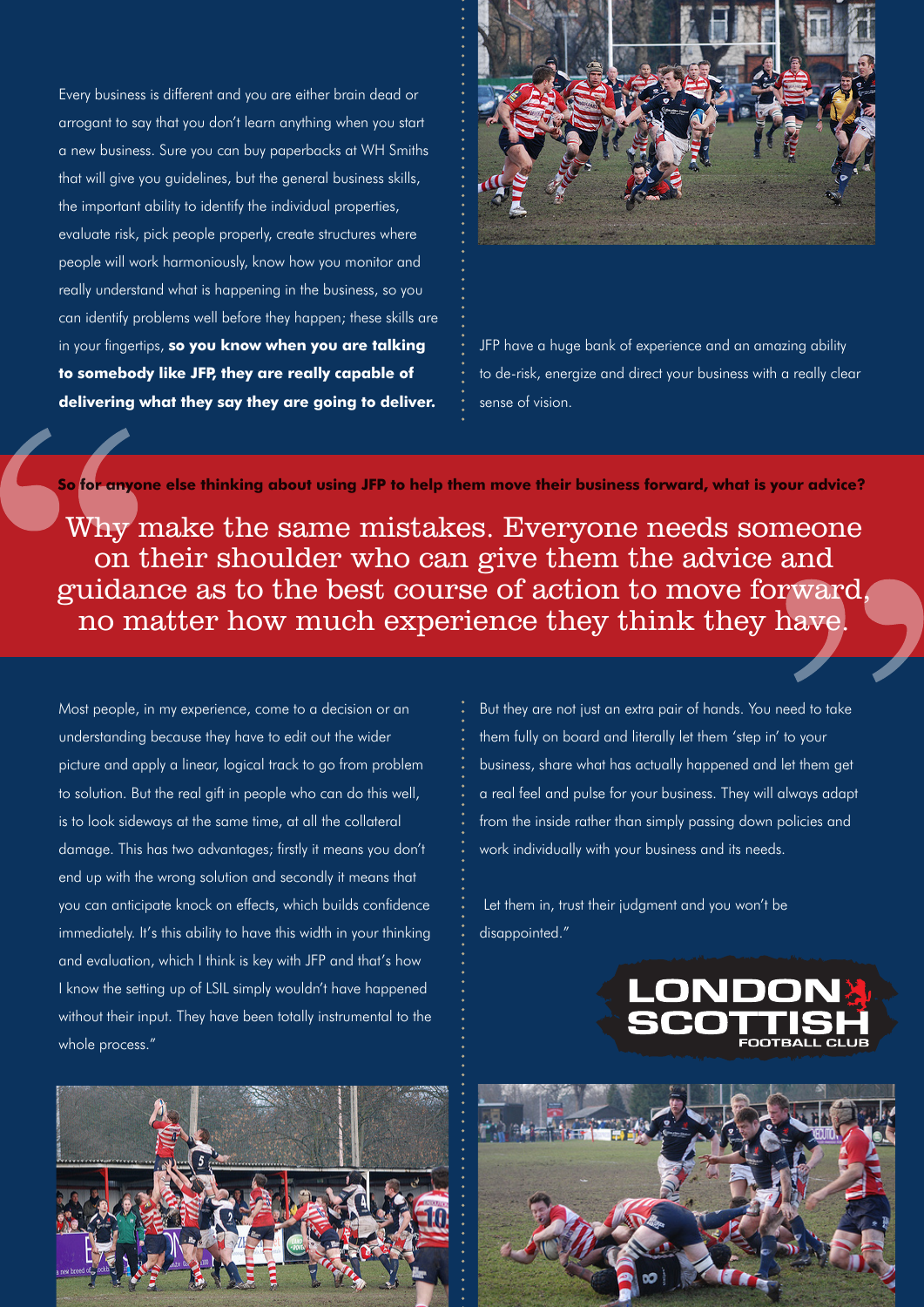Every business is different and you are either brain dead or arrogant to say that you don't learn anything when you start a new business. Sure you can buy paperbacks at WH Smiths that will give you guidelines, but the general business skills, the important ability to identify the individual properties, evaluate risk, pick people properly, create structures where people will work harmoniously, know how you monitor and really understand what is happening in the business, so you can identify problems well before they happen; these skills are in your fingertips, **so you know when you are talking to somebody like JFP, they are really capable of delivering what they say they are going to deliver.**

JFP have a huge bank of experience and an amazing ability to de-risk, energize and direct your business with a really clear sense of vision.

**So for anyone else thinking about using JFP to help them move their business forward, what is your advice?**

> Why make the same mistakes. Everyone needs someone on their shoulder who can give them the advice and guidance as to the best course of action to move forward, no matter how much experience they think they have.

Most people, in my experience, come to a decision or an understanding because they have to edit out the wider picture and apply a linear, logical track to go from problem to solution. But the real gift in people who can do this well, is to look sideways at the same time, at all the collateral damage. This has two advantages; firstly it means you don't end up with the wrong solution and secondly it means that you can anticipate knock on effects, which builds confidence immediately. It's this ability to have this width in your thinking and evaluation, which I think is key with JFP and that's how I know the setting up of LSIL simply wouldn't have happened without their input. They have been totally instrumental to the whole process."

But they are not just an extra pair of hands. You need to take them fully on board and literally let them 'step in' to your business, share what has actually happened and let them get a real feel and pulse for your business. They will always adapt from the inside rather than simply passing down policies and work individually with your business and its needs.

Let them in, trust their judgment and you won't be disappointed."

LONDON SCOTTISH
FOOTBALL CLUB